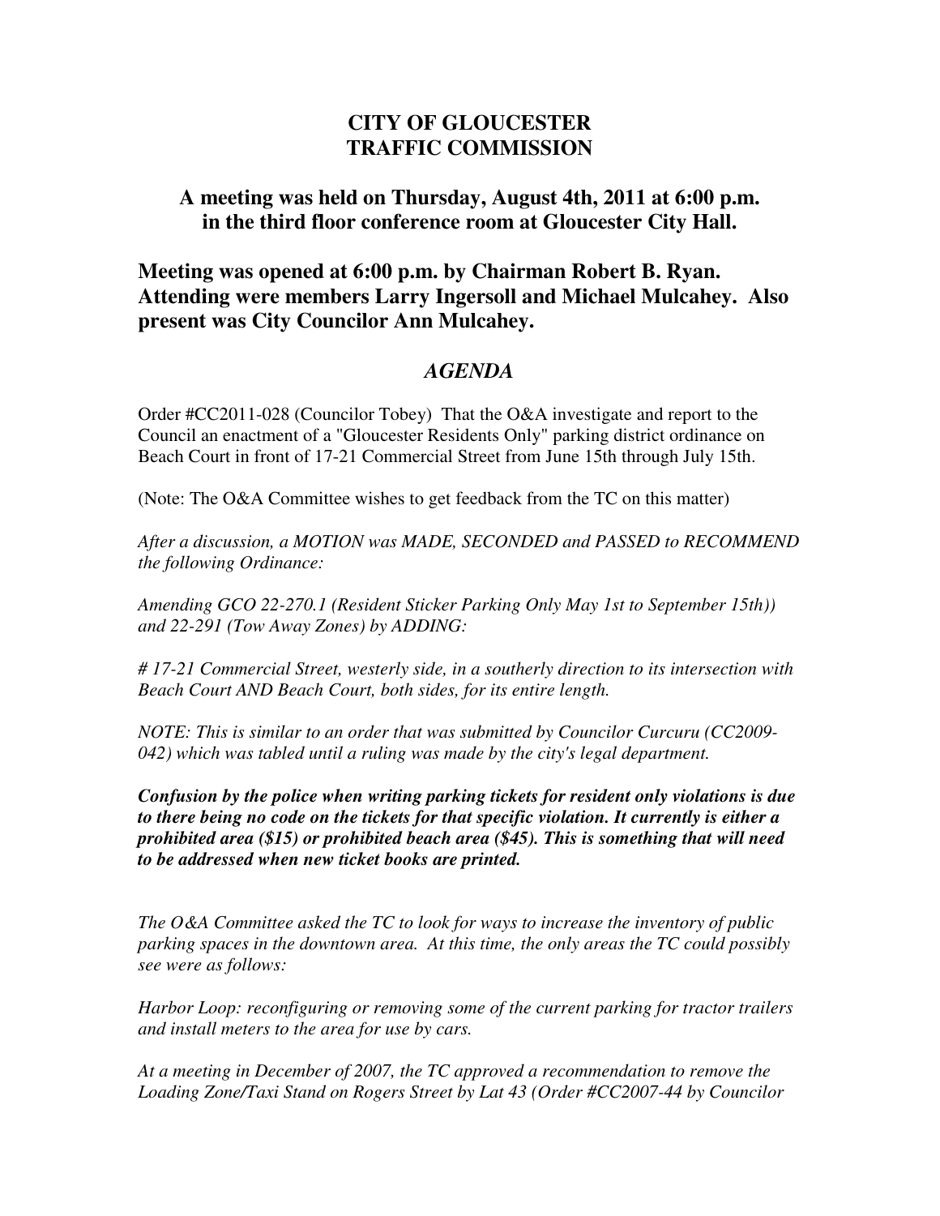# CITY OF GLOUCESTER
# TRAFFIC COMMISSION

## A meeting was held on Thursday, August 4th, 2011 at 6:00 p.m. in the third floor conference room at Gloucester City Hall.

**Meeting was opened at 6:00 p.m. by Chairman Robert B. Ryan. Attending were members Larry Ingersoll and Michael Mulcahey. Also present was City Councilor Ann Mulcahey.**

## *AGENDA*

Order #CC2011-028 (Councilor Tobey) That the O&A investigate and report to the Council an enactment of a "Gloucester Residents Only" parking district ordinance on Beach Court in front of 17-21 Commercial Street from June 15th through July 15th.

(Note: The O&A Committee wishes to get feedback from the TC on this matter)

*After a discussion, a MOTION was MADE, SECONDED and PASSED to RECOMMEND the following Ordinance:*

*Amending GCO 22-270.1 (Resident Sticker Parking Only May 1st to September 15th)) and 22-291 (Tow Away Zones) by ADDING:*

*# 17-21 Commercial Street, westerly side, in a southerly direction to its intersection with Beach Court AND Beach Court, both sides, for its entire length.*

*NOTE: This is similar to an order that was submitted by Councilor Curcuru (CC2009-042) which was tabled until a ruling was made by the city's legal department.*

***Confusion by the police when writing parking tickets for resident only violations is due to there being no code on the tickets for that specific violation. It currently is either a prohibited area ($15) or prohibited beach area ($45). This is something that will need to be addressed when new ticket books are printed.***

*The O&A Committee asked the TC to look for ways to increase the inventory of public parking spaces in the downtown area. At this time, the only areas the TC could possibly see were as follows:*

*Harbor Loop: reconfiguring or removing some of the current parking for tractor trailers and install meters to the area for use by cars.*

*At a meeting in December of 2007, the TC approved a recommendation to remove the Loading Zone/Taxi Stand on Rogers Street by Lat 43 (Order #CC2007-44 by Councilor*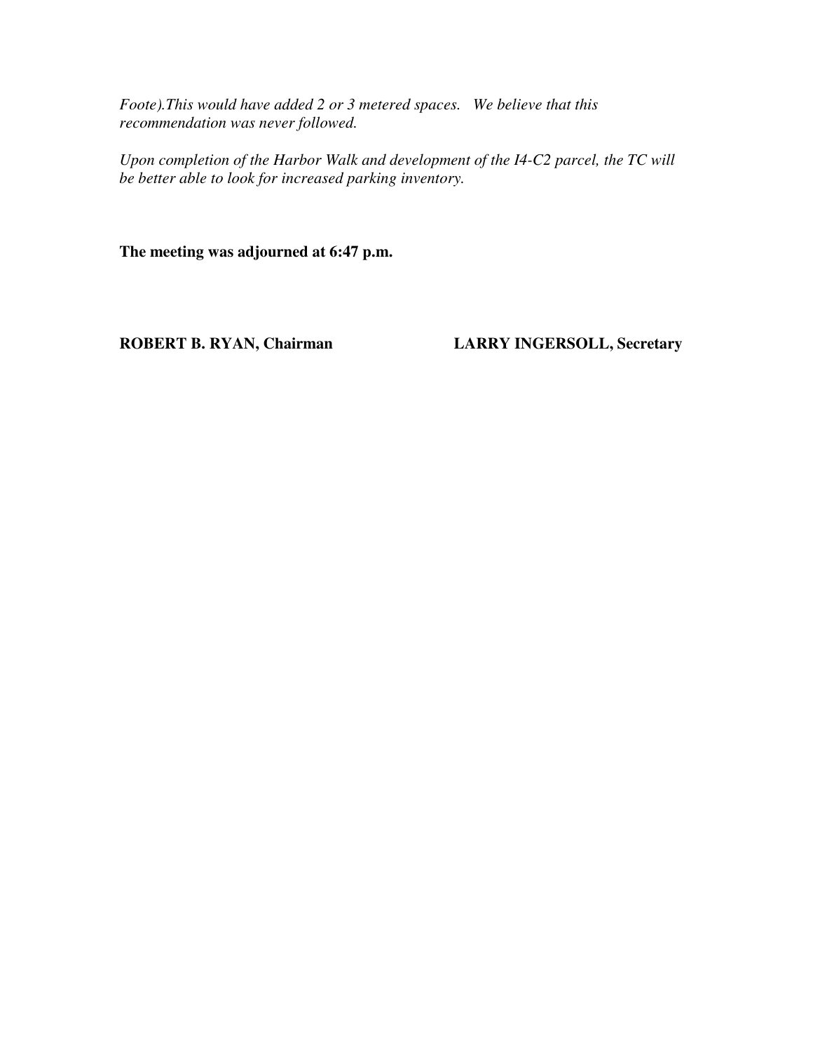*Foote).This would have added 2 or 3 metered spaces. We believe that this recommendation was never followed.*

*Upon completion of the Harbor Walk and development of the I4-C2 parcel, the TC will be better able to look for increased parking inventory.*

**The meeting was adjourned at 6:47 p.m.**

**ROBERT B. RYAN, Chairman** **LARRY INGERSOLL, Secretary**